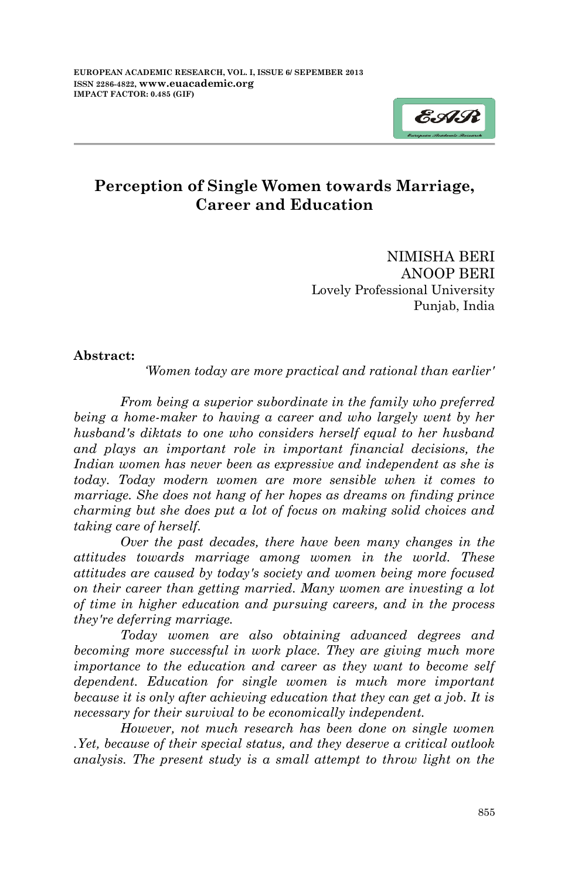# Perception of Single Women towards Marriage, Career and Education

NIMISHA BERI
ANOOP BERI
Lovely Professional University
Punjab, India

**Abstract:**

*'Women today are more practical and rational than earlier'*

*From being a superior subordinate in the family who preferred being a home-maker to having a career and who largely went by her husband's diktats to one who considers herself equal to her husband and plays an important role in important financial decisions, the Indian women has never been as expressive and independent as she is today. Today modern women are more sensible when it comes to marriage. She does not hang of her hopes as dreams on finding prince charming but she does put a lot of focus on making solid choices and taking care of herself.*

*Over the past decades, there have been many changes in the attitudes towards marriage among women in the world. These attitudes are caused by today's society and women being more focused on their career than getting married. Many women are investing a lot of time in higher education and pursuing careers, and in the process they're deferring marriage.*

*Today women are also obtaining advanced degrees and becoming more successful in work place. They are giving much more importance to the education and career as they want to become self dependent. Education for single women is much more important because it is only after achieving education that they can get a job. It is necessary for their survival to be economically independent.*

*However, not much research has been done on single women .Yet, because of their special status, and they deserve a critical outlook analysis. The present study is a small attempt to throw light on the*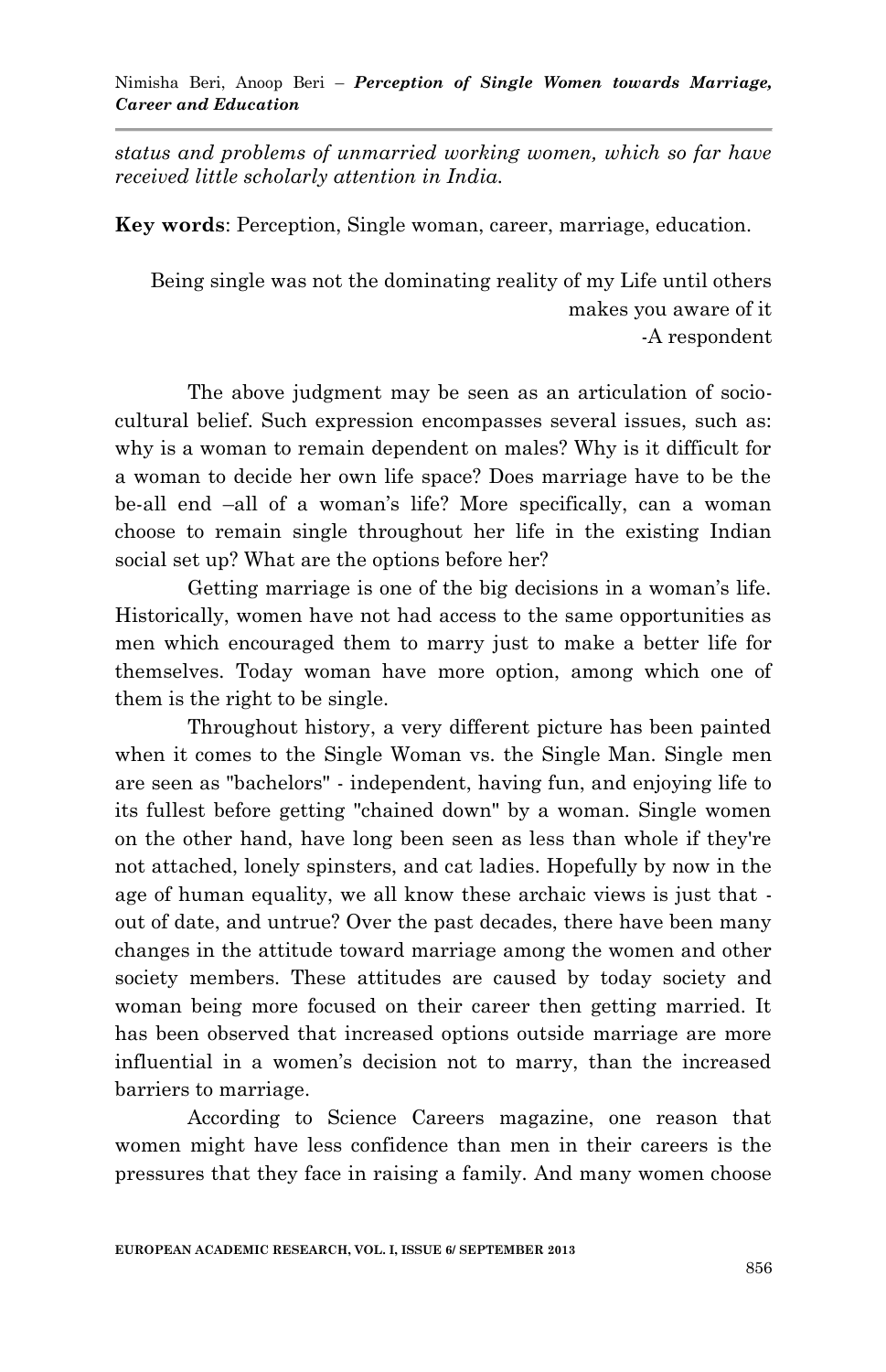*status and problems of unmarried working women, which so far have received little scholarly attention in India.*

**Key words**: Perception, Single woman, career, marriage, education.

> Being single was not the dominating reality of my Life until others makes you aware of it
>
> -A respondent

The above judgment may be seen as an articulation of socio-cultural belief. Such expression encompasses several issues, such as: why is a woman to remain dependent on males? Why is it difficult for a woman to decide her own life space? Does marriage have to be the be-all end –all of a woman's life? More specifically, can a woman choose to remain single throughout her life in the existing Indian social set up? What are the options before her?

Getting marriage is one of the big decisions in a woman's life. Historically, women have not had access to the same opportunities as men which encouraged them to marry just to make a better life for themselves. Today woman have more option, among which one of them is the right to be single.

Throughout history, a very different picture has been painted when it comes to the Single Woman vs. the Single Man. Single men are seen as "bachelors" - independent, having fun, and enjoying life to its fullest before getting "chained down" by a woman. Single women on the other hand, have long been seen as less than whole if they're not attached, lonely spinsters, and cat ladies. Hopefully by now in the age of human equality, we all know these archaic views is just that - out of date, and untrue? Over the past decades, there have been many changes in the attitude toward marriage among the women and other society members. These attitudes are caused by today society and woman being more focused on their career then getting married. It has been observed that increased options outside marriage are more influential in a women's decision not to marry, than the increased barriers to marriage.

According to Science Careers magazine, one reason that women might have less confidence than men in their careers is the pressures that they face in raising a family. And many women choose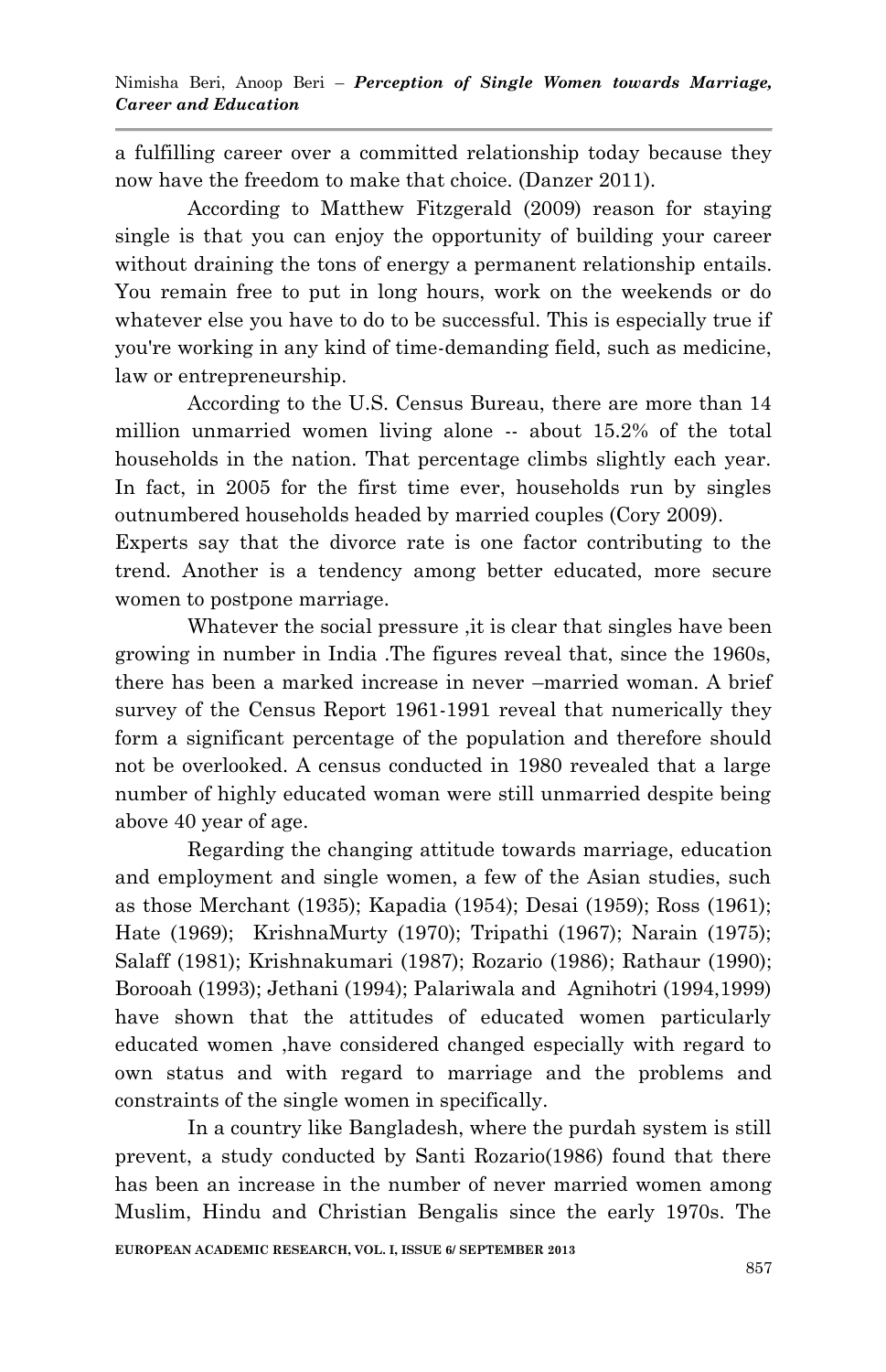a fulfilling career over a committed relationship today because they now have the freedom to make that choice. (Danzer 2011).

According to Matthew Fitzgerald (2009) reason for staying single is that you can enjoy the opportunity of building your career without draining the tons of energy a permanent relationship entails. You remain free to put in long hours, work on the weekends or do whatever else you have to do to be successful. This is especially true if you're working in any kind of time-demanding field, such as medicine, law or entrepreneurship.

According to the U.S. Census Bureau, there are more than 14 million unmarried women living alone -- about 15.2% of the total households in the nation. That percentage climbs slightly each year. In fact, in 2005 for the first time ever, households run by singles outnumbered households headed by married couples (Cory 2009).

Experts say that the divorce rate is one factor contributing to the trend. Another is a tendency among better educated, more secure women to postpone marriage.

Whatever the social pressure ,it is clear that singles have been growing in number in India .The figures reveal that, since the 1960s, there has been a marked increase in never –married woman. A brief survey of the Census Report 1961-1991 reveal that numerically they form a significant percentage of the population and therefore should not be overlooked. A census conducted in 1980 revealed that a large number of highly educated woman were still unmarried despite being above 40 year of age.

Regarding the changing attitude towards marriage, education and employment and single women, a few of the Asian studies, such as those Merchant (1935); Kapadia (1954); Desai (1959); Ross (1961); Hate (1969); KrishnaMurty (1970); Tripathi (1967); Narain (1975); Salaff (1981); Krishnakumari (1987); Rozario (1986); Rathaur (1990); Borooah (1993); Jethani (1994); Palariwala and Agnihotri (1994,1999) have shown that the attitudes of educated women particularly educated women ,have considered changed especially with regard to own status and with regard to marriage and the problems and constraints of the single women in specifically.

In a country like Bangladesh, where the purdah system is still prevent, a study conducted by Santi Rozario(1986) found that there has been an increase in the number of never married women among Muslim, Hindu and Christian Bengalis since the early 1970s. The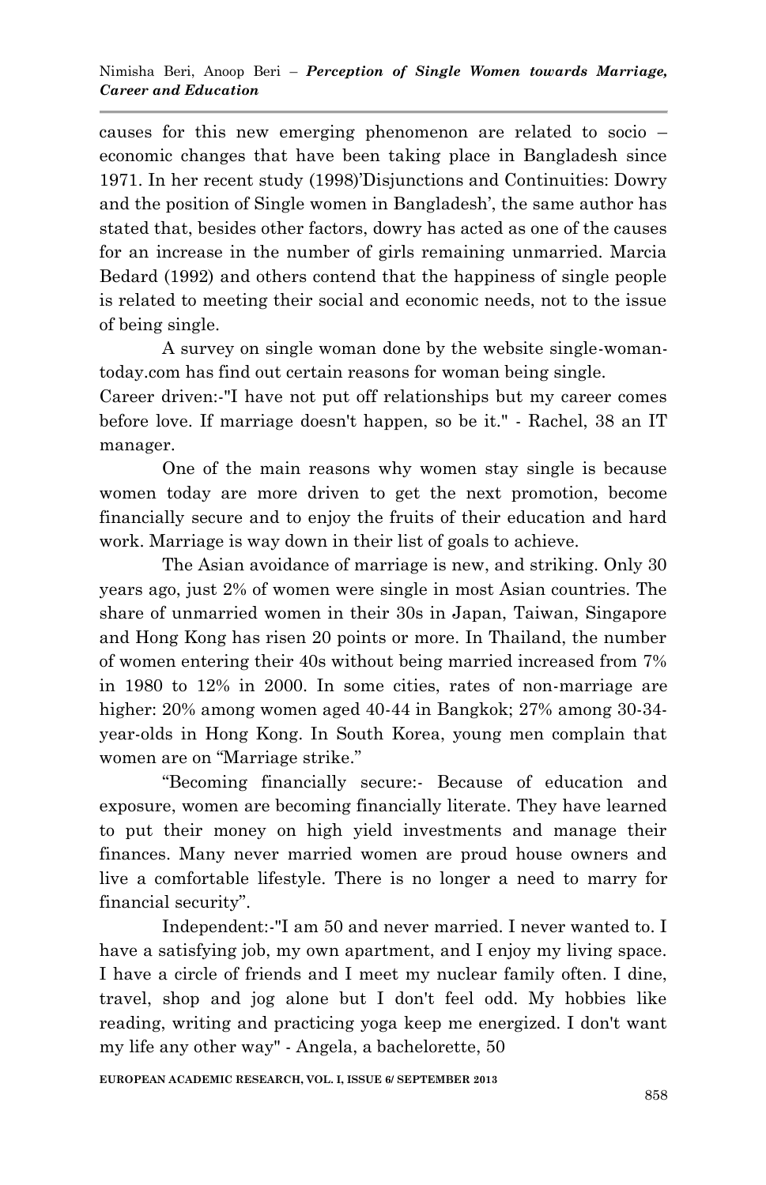causes for this new emerging phenomenon are related to socio – economic changes that have been taking place in Bangladesh since 1971. In her recent study (1998)'Disjunctions and Continuities: Dowry and the position of Single women in Bangladesh', the same author has stated that, besides other factors, dowry has acted as one of the causes for an increase in the number of girls remaining unmarried. Marcia Bedard (1992) and others contend that the happiness of single people is related to meeting their social and economic needs, not to the issue of being single.

A survey on single woman done by the website single-woman-today.com has find out certain reasons for woman being single.

Career driven:-"I have not put off relationships but my career comes before love. If marriage doesn't happen, so be it." - Rachel, 38 an IT manager.

One of the main reasons why women stay single is because women today are more driven to get the next promotion, become financially secure and to enjoy the fruits of their education and hard work. Marriage is way down in their list of goals to achieve.

The Asian avoidance of marriage is new, and striking. Only 30 years ago, just 2% of women were single in most Asian countries. The share of unmarried women in their 30s in Japan, Taiwan, Singapore and Hong Kong has risen 20 points or more. In Thailand, the number of women entering their 40s without being married increased from 7% in 1980 to 12% in 2000. In some cities, rates of non-marriage are higher: 20% among women aged 40-44 in Bangkok; 27% among 30-34-year-olds in Hong Kong. In South Korea, young men complain that women are on "Marriage strike."

"Becoming financially secure:- Because of education and exposure, women are becoming financially literate. They have learned to put their money on high yield investments and manage their finances. Many never married women are proud house owners and live a comfortable lifestyle. There is no longer a need to marry for financial security".

Independent:-"I am 50 and never married. I never wanted to. I have a satisfying job, my own apartment, and I enjoy my living space. I have a circle of friends and I meet my nuclear family often. I dine, travel, shop and jog alone but I don't feel odd. My hobbies like reading, writing and practicing yoga keep me energized. I don't want my life any other way" - Angela, a bachelorette, 50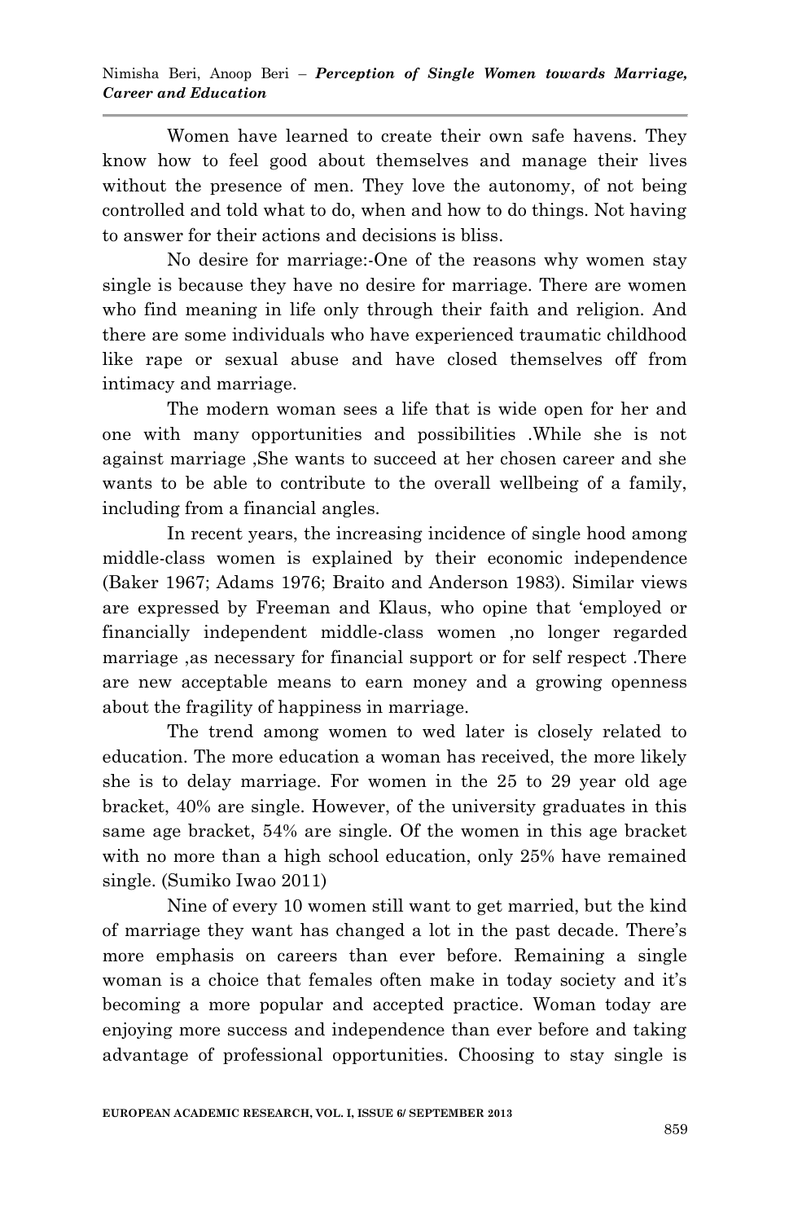Women have learned to create their own safe havens. They know how to feel good about themselves and manage their lives without the presence of men. They love the autonomy, of not being controlled and told what to do, when and how to do things. Not having to answer for their actions and decisions is bliss.

No desire for marriage:-One of the reasons why women stay single is because they have no desire for marriage. There are women who find meaning in life only through their faith and religion. And there are some individuals who have experienced traumatic childhood like rape or sexual abuse and have closed themselves off from intimacy and marriage.

The modern woman sees a life that is wide open for her and one with many opportunities and possibilities .While she is not against marriage ,She wants to succeed at her chosen career and she wants to be able to contribute to the overall wellbeing of a family, including from a financial angles.

In recent years, the increasing incidence of single hood among middle-class women is explained by their economic independence (Baker 1967; Adams 1976; Braito and Anderson 1983). Similar views are expressed by Freeman and Klaus, who opine that 'employed or financially independent middle-class women ,no longer regarded marriage ,as necessary for financial support or for self respect .There are new acceptable means to earn money and a growing openness about the fragility of happiness in marriage.

The trend among women to wed later is closely related to education. The more education a woman has received, the more likely she is to delay marriage. For women in the 25 to 29 year old age bracket, 40% are single. However, of the university graduates in this same age bracket, 54% are single. Of the women in this age bracket with no more than a high school education, only 25% have remained single. (Sumiko Iwao 2011)

Nine of every 10 women still want to get married, but the kind of marriage they want has changed a lot in the past decade. There's more emphasis on careers than ever before. Remaining a single woman is a choice that females often make in today society and it's becoming a more popular and accepted practice. Woman today are enjoying more success and independence than ever before and taking advantage of professional opportunities. Choosing to stay single is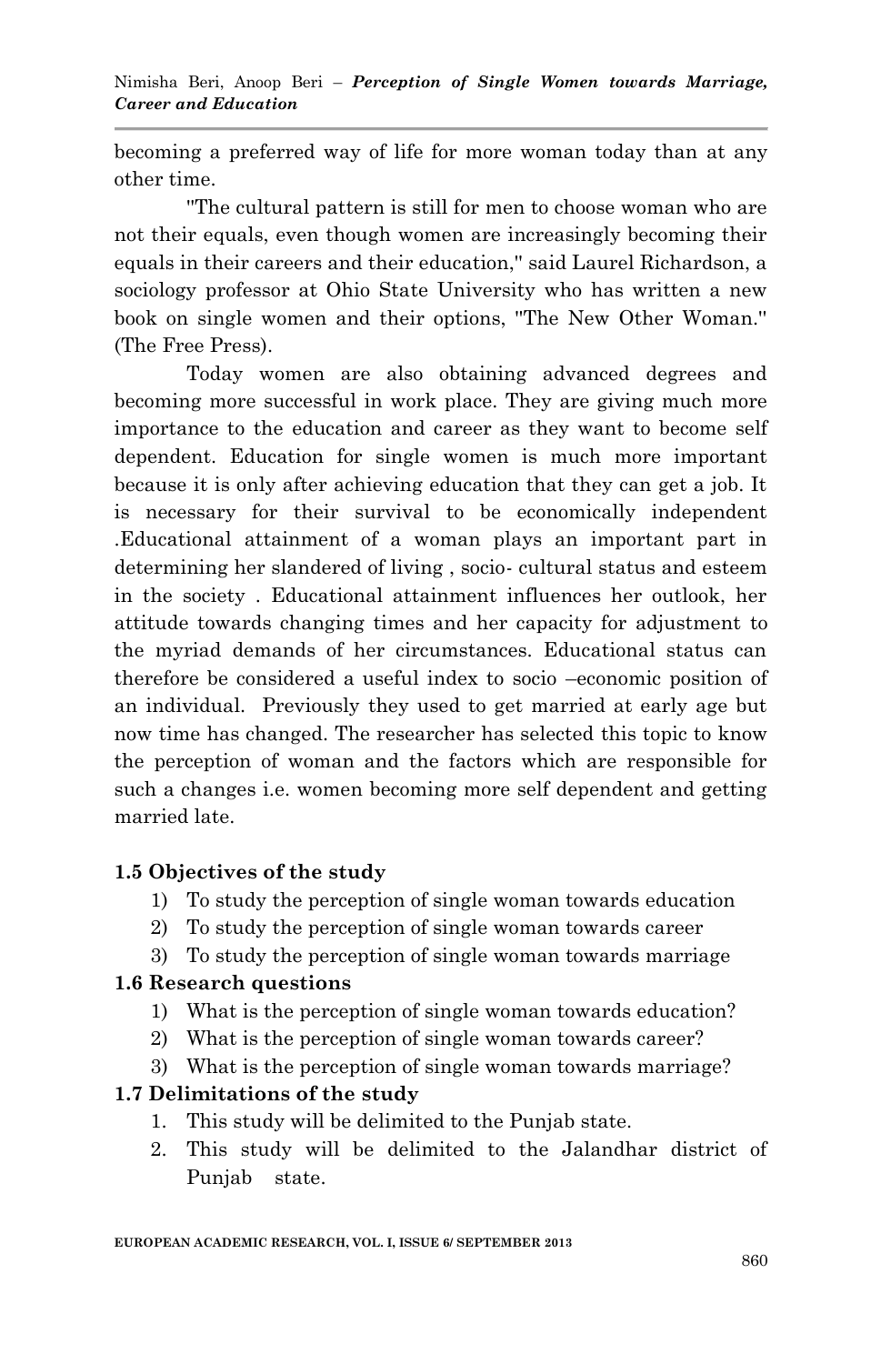becoming a preferred way of life for more woman today than at any other time.

"The cultural pattern is still for men to choose woman who are not their equals, even though women are increasingly becoming their equals in their careers and their education," said Laurel Richardson, a sociology professor at Ohio State University who has written a new book on single women and their options, "The New Other Woman." (The Free Press).

Today women are also obtaining advanced degrees and becoming more successful in work place. They are giving much more importance to the education and career as they want to become self dependent. Education for single women is much more important because it is only after achieving education that they can get a job. It is necessary for their survival to be economically independent .Educational attainment of a woman plays an important part in determining her slandered of living , socio- cultural status and esteem in the society . Educational attainment influences her outlook, her attitude towards changing times and her capacity for adjustment to the myriad demands of her circumstances. Educational status can therefore be considered a useful index to socio –economic position of an individual. Previously they used to get married at early age but now time has changed. The researcher has selected this topic to know the perception of woman and the factors which are responsible for such a changes i.e. women becoming more self dependent and getting married late.

### 1.5 Objectives of the study

1) To study the perception of single woman towards education
2) To study the perception of single woman towards career
3) To study the perception of single woman towards marriage

### 1.6 Research questions

1) What is the perception of single woman towards education?
2) What is the perception of single woman towards career?
3) What is the perception of single woman towards marriage?

### 1.7 Delimitations of the study

1. This study will be delimited to the Punjab state.
2. This study will be delimited to the Jalandhar district of Punjab state.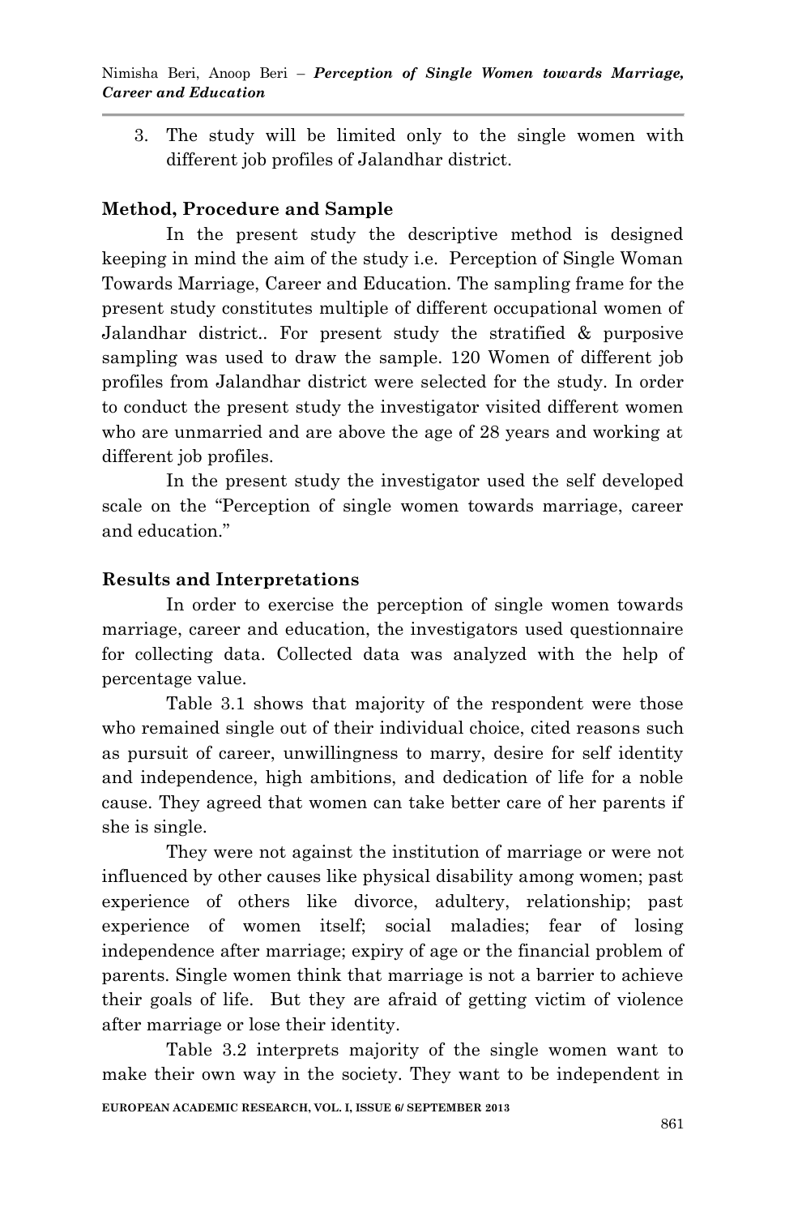3. The study will be limited only to the single women with different job profiles of Jalandhar district.

### Method, Procedure and Sample

In the present study the descriptive method is designed keeping in mind the aim of the study i.e. Perception of Single Woman Towards Marriage, Career and Education. The sampling frame for the present study constitutes multiple of different occupational women of Jalandhar district.. For present study the stratified & purposive sampling was used to draw the sample. 120 Women of different job profiles from Jalandhar district were selected for the study. In order to conduct the present study the investigator visited different women who are unmarried and are above the age of 28 years and working at different job profiles.

In the present study the investigator used the self developed scale on the "Perception of single women towards marriage, career and education."

### Results and Interpretations

In order to exercise the perception of single women towards marriage, career and education, the investigators used questionnaire for collecting data. Collected data was analyzed with the help of percentage value.

Table 3.1 shows that majority of the respondent were those who remained single out of their individual choice, cited reasons such as pursuit of career, unwillingness to marry, desire for self identity and independence, high ambitions, and dedication of life for a noble cause. They agreed that women can take better care of her parents if she is single.

They were not against the institution of marriage or were not influenced by other causes like physical disability among women; past experience of others like divorce, adultery, relationship; past experience of women itself; social maladies; fear of losing independence after marriage; expiry of age or the financial problem of parents. Single women think that marriage is not a barrier to achieve their goals of life. But they are afraid of getting victim of violence after marriage or lose their identity.

Table 3.2 interprets majority of the single women want to make their own way in the society. They want to be independent in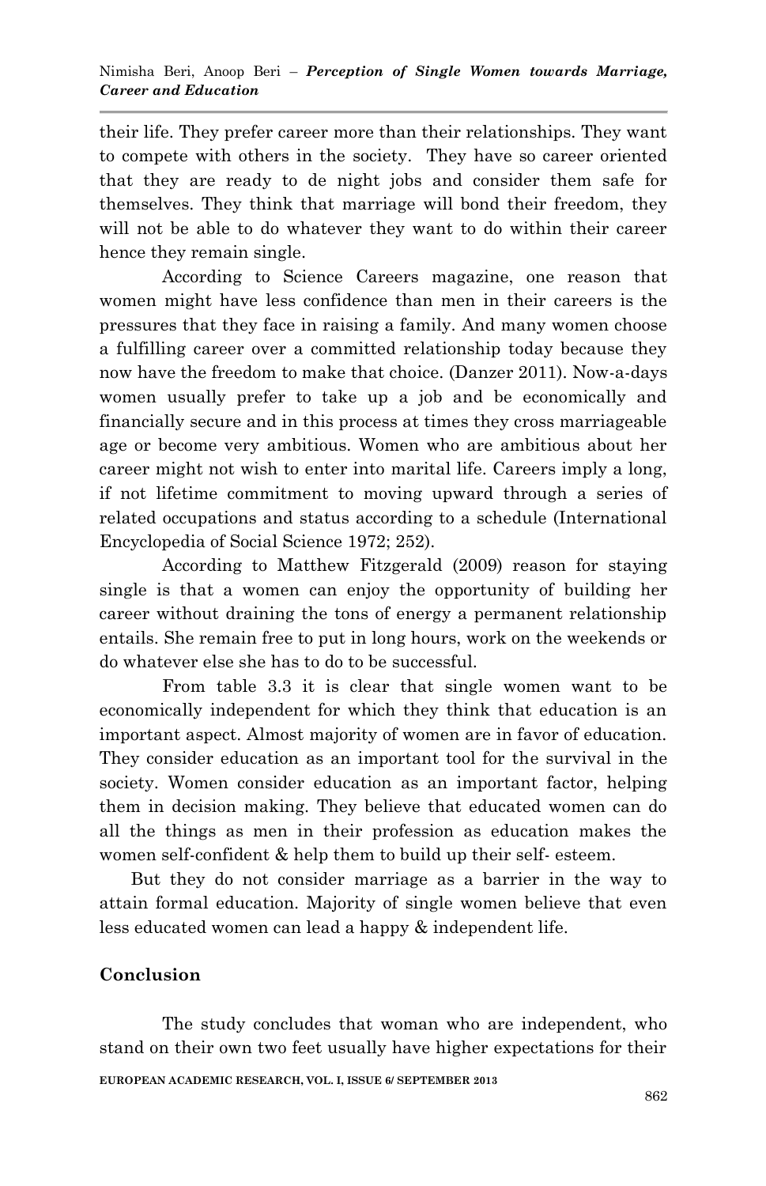their life. They prefer career more than their relationships. They want to compete with others in the society. They have so career oriented that they are ready to de night jobs and consider them safe for themselves. They think that marriage will bond their freedom, they will not be able to do whatever they want to do within their career hence they remain single.

According to Science Careers magazine, one reason that women might have less confidence than men in their careers is the pressures that they face in raising a family. And many women choose a fulfilling career over a committed relationship today because they now have the freedom to make that choice. (Danzer 2011). Now-a-days women usually prefer to take up a job and be economically and financially secure and in this process at times they cross marriageable age or become very ambitious. Women who are ambitious about her career might not wish to enter into marital life. Careers imply a long, if not lifetime commitment to moving upward through a series of related occupations and status according to a schedule (International Encyclopedia of Social Science 1972; 252).

According to Matthew Fitzgerald (2009) reason for staying single is that a women can enjoy the opportunity of building her career without draining the tons of energy a permanent relationship entails. She remain free to put in long hours, work on the weekends or do whatever else she has to do to be successful.

From table 3.3 it is clear that single women want to be economically independent for which they think that education is an important aspect. Almost majority of women are in favor of education. They consider education as an important tool for the survival in the society. Women consider education as an important factor, helping them in decision making. They believe that educated women can do all the things as men in their profession as education makes the women self-confident & help them to build up their self- esteem.

But they do not consider marriage as a barrier in the way to attain formal education. Majority of single women believe that even less educated women can lead a happy & independent life.

## Conclusion

The study concludes that woman who are independent, who stand on their own two feet usually have higher expectations for their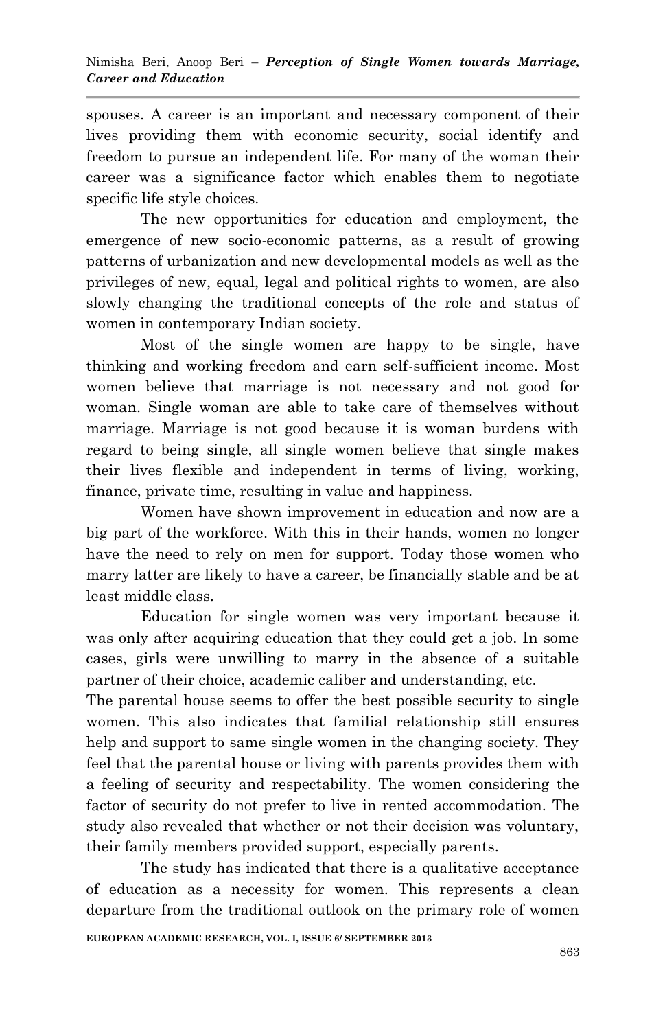spouses. A career is an important and necessary component of their lives providing them with economic security, social identify and freedom to pursue an independent life. For many of the woman their career was a significance factor which enables them to negotiate specific life style choices.

The new opportunities for education and employment, the emergence of new socio-economic patterns, as a result of growing patterns of urbanization and new developmental models as well as the privileges of new, equal, legal and political rights to women, are also slowly changing the traditional concepts of the role and status of women in contemporary Indian society.

Most of the single women are happy to be single, have thinking and working freedom and earn self-sufficient income. Most women believe that marriage is not necessary and not good for woman. Single woman are able to take care of themselves without marriage. Marriage is not good because it is woman burdens with regard to being single, all single women believe that single makes their lives flexible and independent in terms of living, working, finance, private time, resulting in value and happiness.

Women have shown improvement in education and now are a big part of the workforce. With this in their hands, women no longer have the need to rely on men for support. Today those women who marry latter are likely to have a career, be financially stable and be at least middle class.

Education for single women was very important because it was only after acquiring education that they could get a job. In some cases, girls were unwilling to marry in the absence of a suitable partner of their choice, academic caliber and understanding, etc.

The parental house seems to offer the best possible security to single women. This also indicates that familial relationship still ensures help and support to same single women in the changing society. They feel that the parental house or living with parents provides them with a feeling of security and respectability. The women considering the factor of security do not prefer to live in rented accommodation. The study also revealed that whether or not their decision was voluntary, their family members provided support, especially parents.

The study has indicated that there is a qualitative acceptance of education as a necessity for women. This represents a clean departure from the traditional outlook on the primary role of women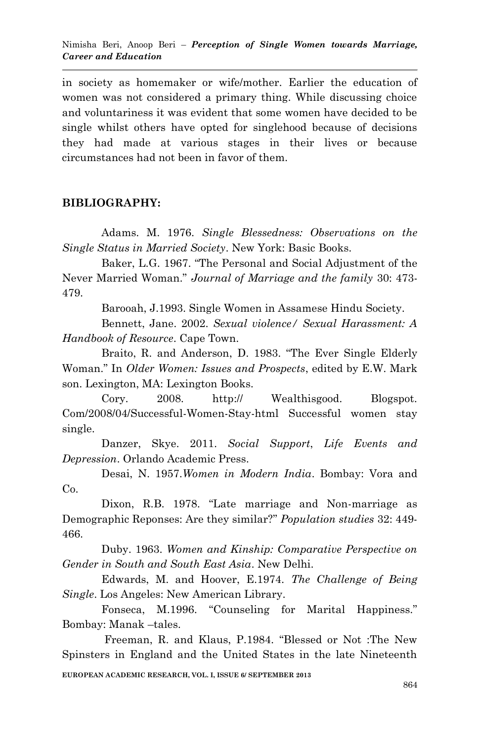in society as homemaker or wife/mother. Earlier the education of women was not considered a primary thing. While discussing choice and voluntariness it was evident that some women have decided to be single whilst others have opted for singlehood because of decisions they had made at various stages in their lives or because circumstances had not been in favor of them.

**BIBLIOGRAPHY:**

Adams. M. 1976. *Single Blessedness: Observations on the Single Status in Married Society*. New York: Basic Books.

Baker, L.G. 1967. "The Personal and Social Adjustment of the Never Married Woman." *Journal of Marriage and the family* 30: 473-479.

Barooah, J.1993. Single Women in Assamese Hindu Society.

Bennett, Jane. 2002. *Sexual violence/ Sexual Harassment: A Handbook of Resource*. Cape Town.

Braito, R. and Anderson, D. 1983. "The Ever Single Elderly Woman." In *Older Women: Issues and Prospects*, edited by E.W. Mark son. Lexington, MA: Lexington Books.

Cory. 2008. http:// Wealthisgood. Blogspot. Com/2008/04/Successful-Women-Stay-html Successful women stay single.

Danzer, Skye. 2011. *Social Support*, *Life Events and Depression*. Orlando Academic Press.

Desai, N. 1957.*Women in Modern India*. Bombay: Vora and Co.

Dixon, R.B. 1978. "Late marriage and Non-marriage as Demographic Reponses: Are they similar?" *Population studies* 32: 449-466.

Duby. 1963. *Women and Kinship: Comparative Perspective on Gender in South and South East Asia*. New Delhi.

Edwards, M. and Hoover, E.1974. *The Challenge of Being Single*. Los Angeles: New American Library.

Fonseca, M.1996. "Counseling for Marital Happiness." Bombay: Manak –tales.

Freeman, R. and Klaus, P.1984. "Blessed or Not :The New Spinsters in England and the United States in the late Nineteenth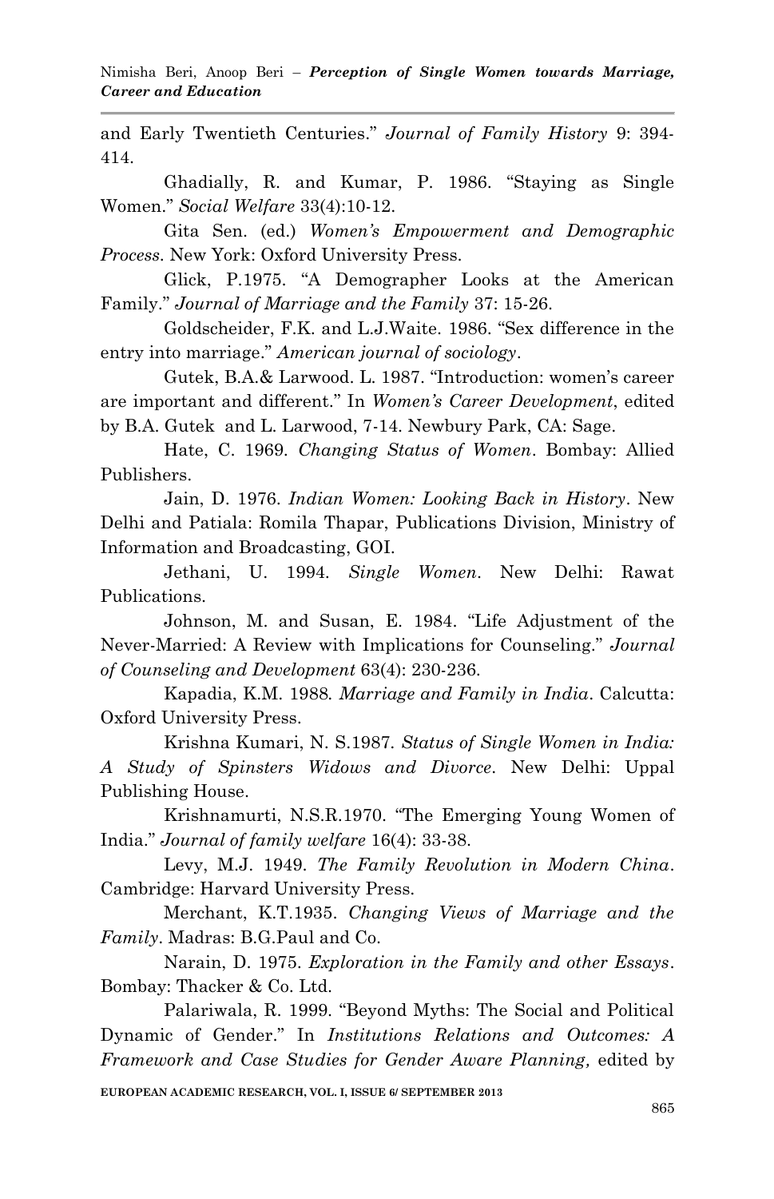and Early Twentieth Centuries." *Journal of Family History* 9: 394-414.

Ghadially, R. and Kumar, P. 1986. "Staying as Single Women." *Social Welfare* 33(4):10-12.

Gita Sen. (ed.) *Women's Empowerment and Demographic Process*. New York: Oxford University Press.

Glick, P.1975. "A Demographer Looks at the American Family." *Journal of Marriage and the Family* 37: 15-26.

Goldscheider, F.K. and L.J.Waite. 1986. "Sex difference in the entry into marriage." *American journal of sociology*.

Gutek, B.A.& Larwood. L. 1987. "Introduction: women's career are important and different." In *Women's Career Development*, edited by B.A. Gutek and L. Larwood, 7-14. Newbury Park, CA: Sage.

Hate, C. 1969. *Changing Status of Women*. Bombay: Allied Publishers.

Jain, D. 1976. *Indian Women: Looking Back in History*. New Delhi and Patiala: Romila Thapar, Publications Division, Ministry of Information and Broadcasting, GOI.

Jethani, U. 1994. *Single Women*. New Delhi: Rawat Publications.

Johnson, M. and Susan, E. 1984. "Life Adjustment of the Never-Married: A Review with Implications for Counseling." *Journal of Counseling and Development* 63(4): 230-236.

Kapadia, K.M. 1988. *Marriage and Family in India*. Calcutta: Oxford University Press.

Krishna Kumari, N. S.1987. *Status of Single Women in India: A Study of Spinsters Widows and Divorce*. New Delhi: Uppal Publishing House.

Krishnamurti, N.S.R.1970. "The Emerging Young Women of India." *Journal of family welfare* 16(4): 33-38.

Levy, M.J. 1949. *The Family Revolution in Modern China*. Cambridge: Harvard University Press.

Merchant, K.T.1935. *Changing Views of Marriage and the Family*. Madras: B.G.Paul and Co.

Narain, D. 1975. *Exploration in the Family and other Essays*. Bombay: Thacker & Co. Ltd.

Palariwala, R. 1999. "Beyond Myths: The Social and Political Dynamic of Gender." In *Institutions Relations and Outcomes: A Framework and Case Studies for Gender Aware Planning,* edited by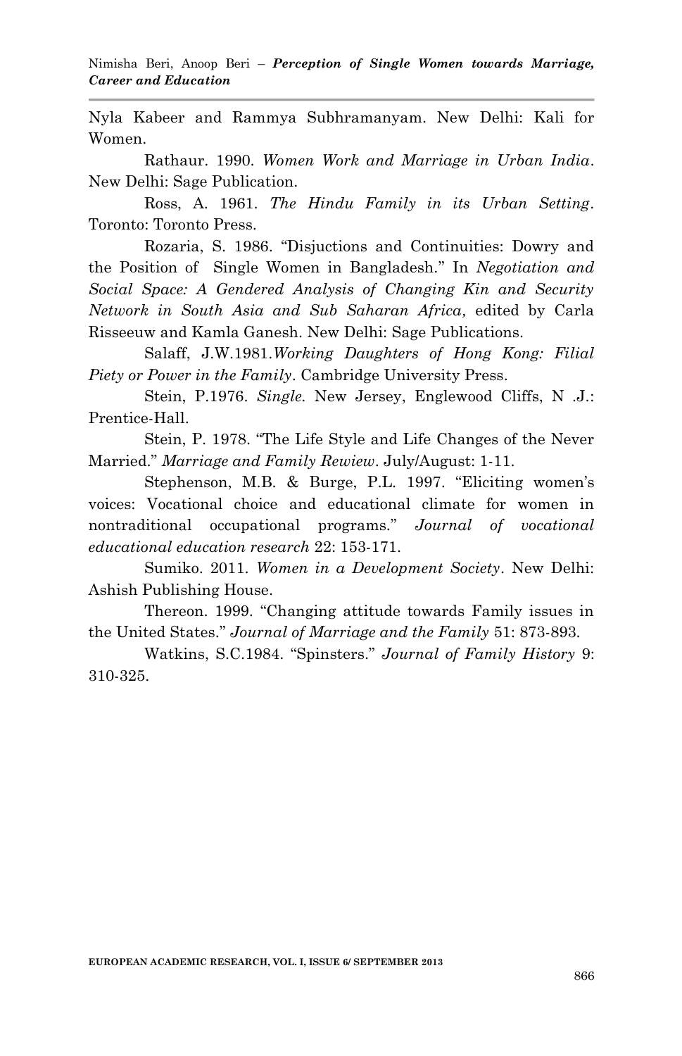Nyla Kabeer and Rammya Subhramanyam. New Delhi: Kali for Women.

Rathaur. 1990. *Women Work and Marriage in Urban India*. New Delhi: Sage Publication.

Ross, A. 1961. *The Hindu Family in its Urban Setting*. Toronto: Toronto Press.

Rozaria, S. 1986. "Disjuctions and Continuities: Dowry and the Position of Single Women in Bangladesh." In *Negotiation and Social Space: A Gendered Analysis of Changing Kin and Security Network in South Asia and Sub Saharan Africa,* edited by Carla Risseeuw and Kamla Ganesh. New Delhi: Sage Publications.

Salaff, J.W.1981.*Working Daughters of Hong Kong: Filial Piety or Power in the Family*. Cambridge University Press.

Stein, P.1976. *Single.* New Jersey, Englewood Cliffs, N .J.: Prentice-Hall.

Stein, P. 1978. "The Life Style and Life Changes of the Never Married." *Marriage and Family Rewiew*. July/August: 1-11.

Stephenson, M.B. & Burge, P.L. 1997. "Eliciting women's voices: Vocational choice and educational climate for women in nontraditional occupational programs." *Journal of vocational educational education research* 22: 153-171.

Sumiko. 2011. *Women in a Development Society*. New Delhi: Ashish Publishing House.

Thereon. 1999. "Changing attitude towards Family issues in the United States." *Journal of Marriage and the Family* 51: 873-893.

Watkins, S.C.1984. "Spinsters." *Journal of Family History* 9: 310-325.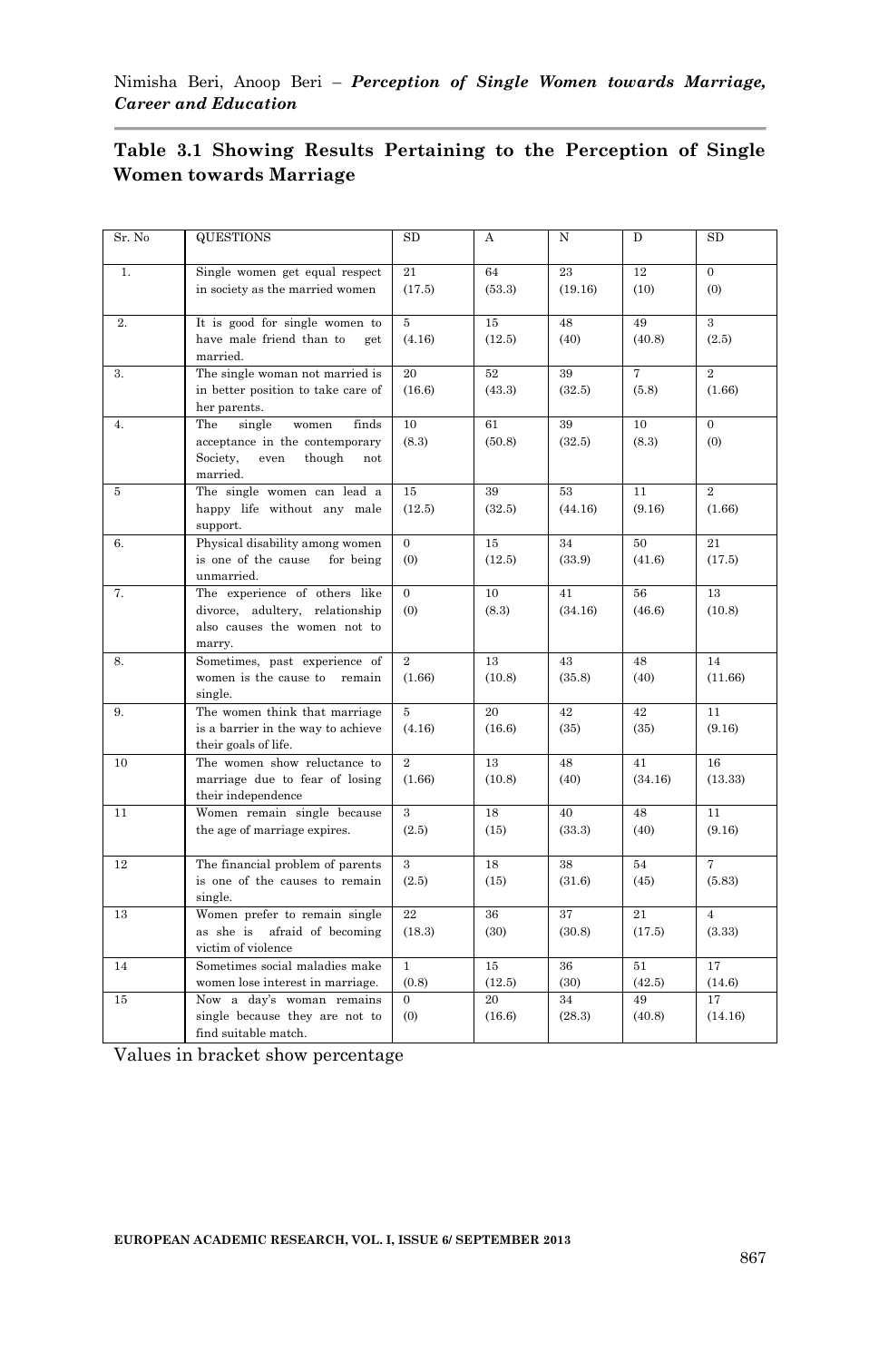### Table 3.1 Showing Results Pertaining to the Perception of Single Women towards Marriage

| Sr. No | QUESTIONS | SD | A | N | D | SD |
|---|---|---|---|---|---|---|
| 1. | Single women get equal respect in society as the married women | 21 (17.5) | 64 (53.3) | 23 (19.16) | 12 (10) | 0 (0) |
| 2. | It is good for single women to have male friend than to get married. | 5 (4.16) | 15 (12.5) | 48 (40) | 49 (40.8) | 3 (2.5) |
| 3. | The single woman not married is in better position to take care of her parents. | 20 (16.6) | 52 (43.3) | 39 (32.5) | 7 (5.8) | 2 (1.66) |
| 4. | The single women finds acceptance in the contemporary Society, even though not married. | 10 (8.3) | 61 (50.8) | 39 (32.5) | 10 (8.3) | 0 (0) |
| 5 | The single women can lead a happy life without any male support. | 15 (12.5) | 39 (32.5) | 53 (44.16) | 11 (9.16) | 2 (1.66) |
| 6. | Physical disability among women is one of the cause for being unmarried. | 0 (0) | 15 (12.5) | 34 (33.9) | 50 (41.6) | 21 (17.5) |
| 7. | The experience of others like divorce, adultery, relationship also causes the women not to marry. | 0 (0) | 10 (8.3) | 41 (34.16) | 56 (46.6) | 13 (10.8) |
| 8. | Sometimes, past experience of women is the cause to remain single. | 2 (1.66) | 13 (10.8) | 43 (35.8) | 48 (40) | 14 (11.66) |
| 9. | The women think that marriage is a barrier in the way to achieve their goals of life. | 5 (4.16) | 20 (16.6) | 42 (35) | 42 (35) | 11 (9.16) |
| 10 | The women show reluctance to marriage due to fear of losing their independence | 2 (1.66) | 13 (10.8) | 48 (40) | 41 (34.16) | 16 (13.33) |
| 11 | Women remain single because the age of marriage expires. | 3 (2.5) | 18 (15) | 40 (33.3) | 48 (40) | 11 (9.16) |
| 12 | The financial problem of parents is one of the causes to remain single. | 3 (2.5) | 18 (15) | 38 (31.6) | 54 (45) | 7 (5.83) |
| 13 | Women prefer to remain single as she is afraid of becoming victim of violence | 22 (18.3) | 36 (30) | 37 (30.8) | 21 (17.5) | 4 (3.33) |
| 14 | Sometimes social maladies make women lose interest in marriage. | 1 (0.8) | 15 (12.5) | 36 (30) | 51 (42.5) | 17 (14.6) |
| 15 | Now a day's woman remains single because they are not to find suitable match. | 0 (0) | 20 (16.6) | 34 (28.3) | 49 (40.8) | 17 (14.16) |

Values in bracket show percentage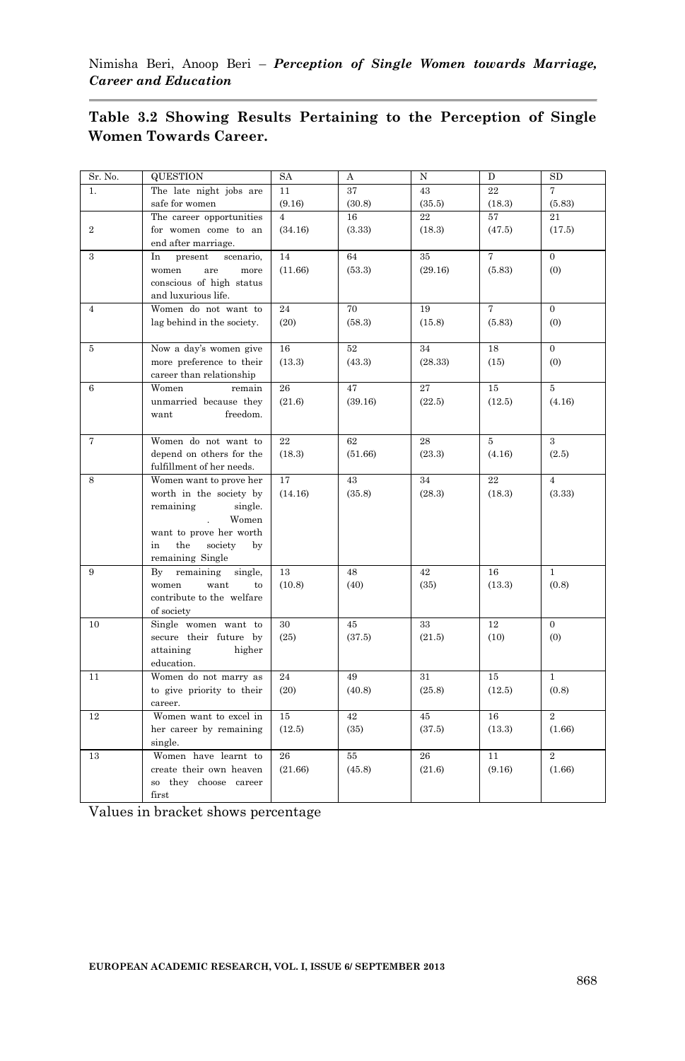**Table 3.2 Showing Results Pertaining to the Perception of Single Women Towards Career.**

| Sr. No. | QUESTION | SA | A | N | D | SD |
|---|---|---|---|---|---|---|
| 1. | The late night jobs are safe for women | 11 (9.16) | 37 (30.8) | 43 (35.5) | 22 (18.3) | 7 (5.83) |
| 2 | The career opportunities for women come to an end after marriage. | 4 (34.16) | 16 (3.33) | 22 (18.3) | 57 (47.5) | 21 (17.5) |
| 3 | In present scenario, women are more conscious of high status and luxurious life. | 14 (11.66) | 64 (53.3) | 35 (29.16) | 7 (5.83) | 0 (0) |
| 4 | Women do not want to lag behind in the society. | 24 (20) | 70 (58.3) | 19 (15.8) | 7 (5.83) | 0 (0) |
| 5 | Now a day's women give more preference to their career than relationship | 16 (13.3) | 52 (43.3) | 34 (28.33) | 18 (15) | 0 (0) |
| 6 | Women remain unmarried because they want freedom. | 26 (21.6) | 47 (39.16) | 27 (22.5) | 15 (12.5) | 5 (4.16) |
| 7 | Women do not want to depend on others for the fulfillment of her needs. | 22 (18.3) | 62 (51.66) | 28 (23.3) | 5 (4.16) | 3 (2.5) |
| 8 | Women want to prove her worth in the society by remaining single. . Women want to prove her worth in the society by remaining Single | 17 (14.16) | 43 (35.8) | 34 (28.3) | 22 (18.3) | 4 (3.33) |
| 9 | By remaining single, women want to contribute to the welfare of society | 13 (10.8) | 48 (40) | 42 (35) | 16 (13.3) | 1 (0.8) |
| 10 | Single women want to secure their future by attaining higher education. | 30 (25) | 45 (37.5) | 33 (21.5) | 12 (10) | 0 (0) |
| 11 | Women do not marry as to give priority to their career. | 24 (20) | 49 (40.8) | 31 (25.8) | 15 (12.5) | 1 (0.8) |
| 12 | Women want to excel in her career by remaining single. | 15 (12.5) | 42 (35) | 45 (37.5) | 16 (13.3) | 2 (1.66) |
| 13 | Women have learnt to create their own heaven so they choose career first | 26 (21.66) | 55 (45.8) | 26 (21.6) | 11 (9.16) | 2 (1.66) |

Values in bracket shows percentage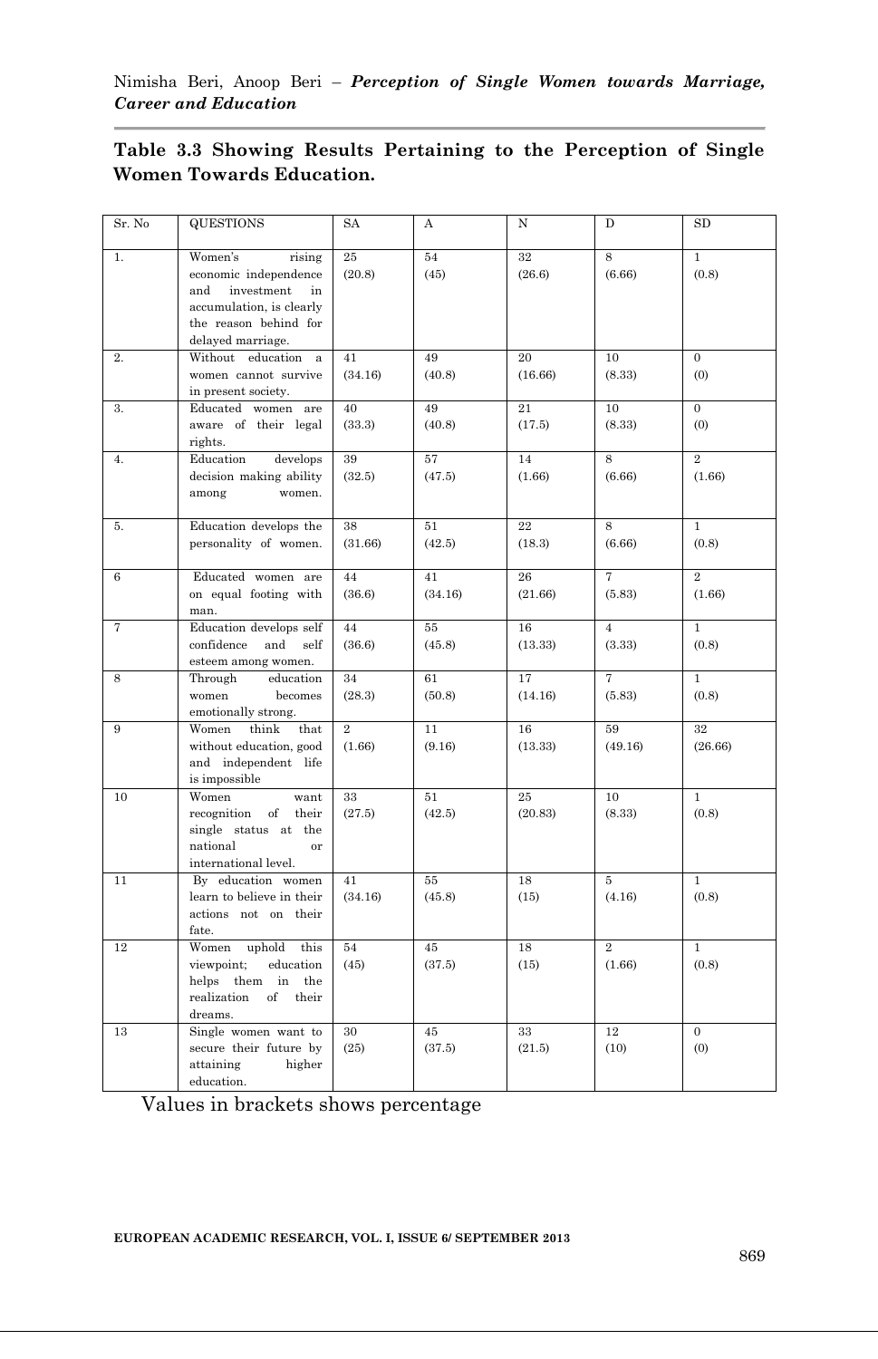**Table 3.3 Showing Results Pertaining to the Perception of Single Women Towards Education.**

| Sr. No | QUESTIONS | SA | A | N | D | SD |
|---|---|---|---|---|---|---|
| 1. | Women's rising economic independence and investment in accumulation, is clearly the reason behind for delayed marriage. | 25 (20.8) | 54 (45) | 32 (26.6) | 8 (6.66) | 1 (0.8) |
| 2. | Without education a women cannot survive in present society. | 41 (34.16) | 49 (40.8) | 20 (16.66) | 10 (8.33) | 0 (0) |
| 3. | Educated women are aware of their legal rights. | 40 (33.3) | 49 (40.8) | 21 (17.5) | 10 (8.33) | 0 (0) |
| 4. | Education develops decision making ability among women. | 39 (32.5) | 57 (47.5) | 14 (1.66) | 8 (6.66) | 2 (1.66) |
| 5. | Education develops the personality of women. | 38 (31.66) | 51 (42.5) | 22 (18.3) | 8 (6.66) | 1 (0.8) |
| 6 | Educated women are on equal footing with man. | 44 (36.6) | 41 (34.16) | 26 (21.66) | 7 (5.83) | 2 (1.66) |
| 7 | Education develops self confidence and self esteem among women. | 44 (36.6) | 55 (45.8) | 16 (13.33) | 4 (3.33) | 1 (0.8) |
| 8 | Through education women becomes emotionally strong. | 34 (28.3) | 61 (50.8) | 17 (14.16) | 7 (5.83) | 1 (0.8) |
| 9 | Women think that without education, good and independent life is impossible | 2 (1.66) | 11 (9.16) | 16 (13.33) | 59 (49.16) | 32 (26.66) |
| 10 | Women want recognition of their single status at the national or international level. | 33 (27.5) | 51 (42.5) | 25 (20.83) | 10 (8.33) | 1 (0.8) |
| 11 | By education women learn to believe in their actions not on their fate. | 41 (34.16) | 55 (45.8) | 18 (15) | 5 (4.16) | 1 (0.8) |
| 12 | Women uphold this viewpoint; education helps them in the realization of their dreams. | 54 (45) | 45 (37.5) | 18 (15) | 2 (1.66) | 1 (0.8) |
| 13 | Single women want to secure their future by attaining higher education. | 30 (25) | 45 (37.5) | 33 (21.5) | 12 (10) | 0 (0) |

Values in brackets shows percentage